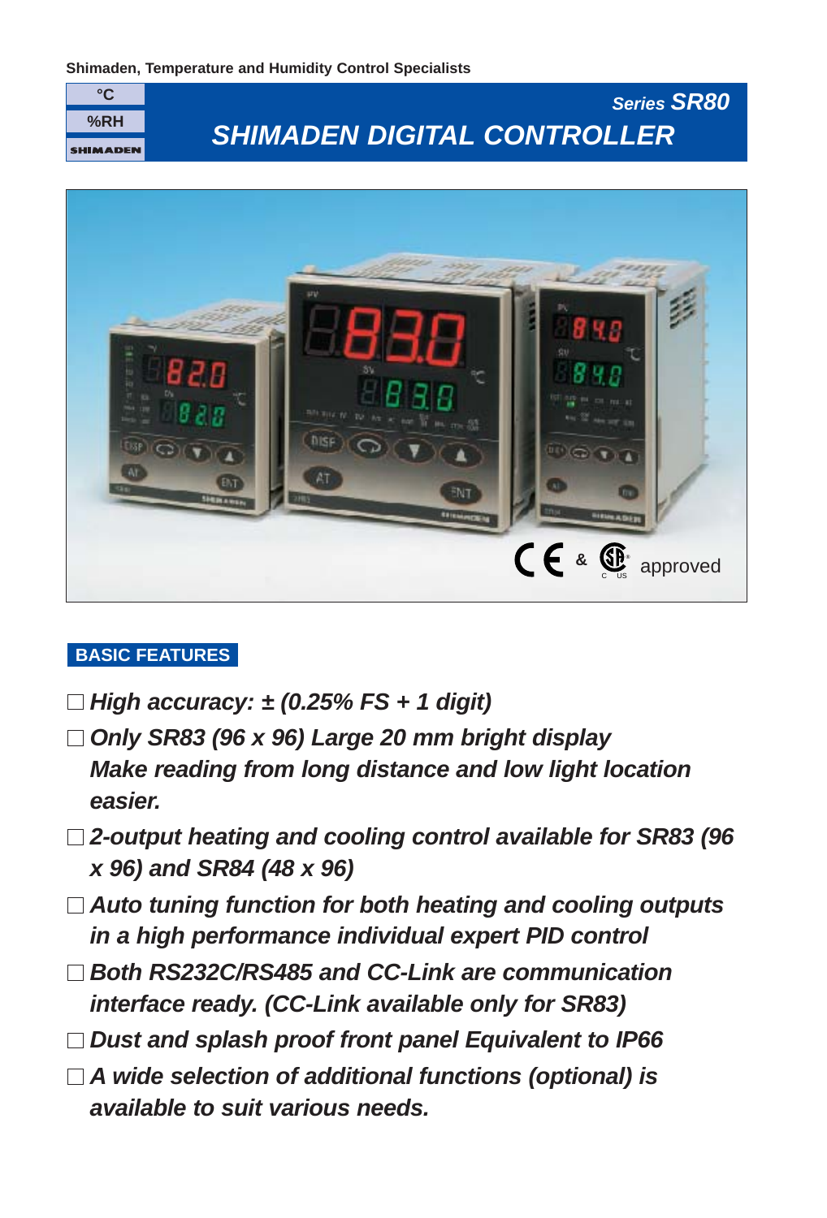Shimaden, Temperature and Humidity Control Specialists

°C
%RH
SHIMADEN

Series **SR80**

# *SHIMADEN DIGITAL CONTROLLER*

CE & c US approved

## BASIC FEATURES

- ☐ ***High accuracy: ± (0.25% FS + 1 digit)***
- ☐ ***Only SR83 (96 x 96) Large 20 mm bright display Make reading from long distance and low light location easier.***
- ☐ ***2-output heating and cooling control available for SR83 (96 x 96) and SR84 (48 x 96)***
- ☐ ***Auto tuning function for both heating and cooling outputs in a high performance individual expert PID control***
- ☐ ***Both RS232C/RS485 and CC-Link are communication interface ready. (CC-Link available only for SR83)***
- ☐ ***Dust and splash proof front panel Equivalent to IP66***
- ☐ ***A wide selection of additional functions (optional) is available to suit various needs.***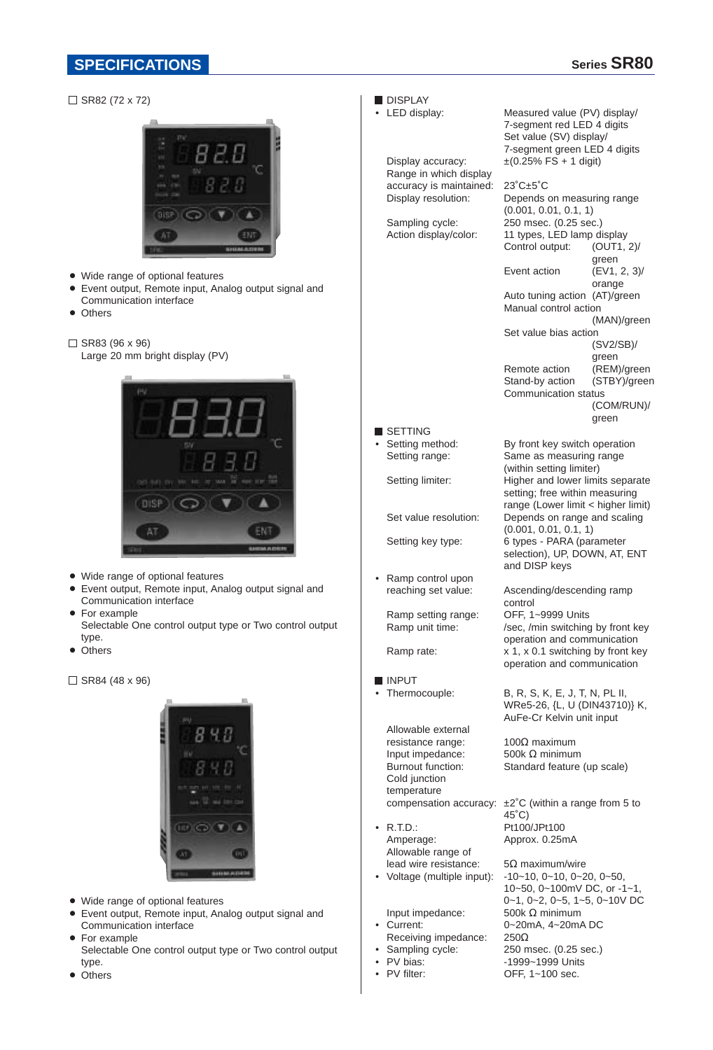## SPECIFICATIONS

Series **SR80**

☐ SR82 (72 x 72)

- Wide range of optional features
- Event output, Remote input, Analog output signal and Communication interface
- Others

☐ SR83 (96 x 96)
Large 20 mm bright display (PV)

- Wide range of optional features
- Event output, Remote input, Analog output signal and Communication interface
- For example
  Selectable One control output type or Two control output type.
- Others

☐ SR84 (48 x 96)

- Wide range of optional features
- Event output, Remote input, Analog output signal and Communication interface
- For example
  Selectable One control output type or Two control output type.
- Others

### ■ DISPLAY

| | |
|---|---|
| • LED display: | Measured value (PV) display/ 7-segment red LED 4 digits<br>Set value (SV) display/ 7-segment green LED 4 digits |
| Display accuracy: | ±(0.25% FS + 1 digit) |
| Range in which display accuracy is maintained: | 23˚C±5˚C |
| Display resolution: | Depends on measuring range (0.001, 0.01, 0.1, 1) |
| Sampling cycle: | 250 msec. (0.25 sec.) |
| Action display/color: | 11 types, LED lamp display<br>Control output: (OUT1, 2)/ green<br>Event action (EV1, 2, 3)/ orange<br>Auto tuning action (AT)/green<br>Manual control action (MAN)/green<br>Set value bias action (SV2/SB)/ green<br>Remote action (REM)/green<br>Stand-by action (STBY)/green<br>Communication status (COM/RUN)/ green |

### ■ SETTING

| | |
|---|---|
| • Setting method: | By front key switch operation |
| Setting range: | Same as measuring range (within setting limiter) |
| Setting limiter: | Higher and lower limits separate setting; free within measuring range (Lower limit < higher limit) |
| Set value resolution: | Depends on range and scaling (0.001, 0.01, 0.1, 1) |
| Setting key type: | 6 types - PARA (parameter selection), UP, DOWN, AT, ENT and DISP keys |
| • Ramp control upon reaching set value: | Ascending/descending ramp control |
| Ramp setting range: | OFF, 1~9999 Units |
| Ramp unit time: | /sec, /min switching by front key operation and communication |
| Ramp rate: | x 1, x 0.1 switching by front key operation and communication |

### ■ INPUT

| | |
|---|---|
| • Thermocouple: | B, R, S, K, E, J, T, N, PL II, WRe5-26, {L, U (DIN43710)} K, AuFe-Cr Kelvin unit input |
| Allowable external resistance range: | 100Ω maximum |
| Input impedance: | 500k Ω minimum |
| Burnout function: | Standard feature (up scale) |
| Cold junction temperature compensation accuracy: | ±2˚C (within a range from 5 to 45˚C) |
| • R.T.D.: | Pt100/JPt100 |
| Amperage: | Approx. 0.25mA |
| Allowable range of lead wire resistance: | 5Ω maximum/wire |
| • Voltage (multiple input): | -10~10, 0~10, 0~20, 0~50, 10~50, 0~100mV DC, or -1~1, 0~1, 0~2, 0~5, 1~5, 0~10V DC |
| Input impedance: | 500k Ω minimum |
| • Current: | 0~20mA, 4~20mA DC |
| Receiving impedance: | 250Ω |
| • Sampling cycle: | 250 msec. (0.25 sec.) |
| • PV bias: | -1999~1999 Units |
| • PV filter: | OFF, 1~100 sec. |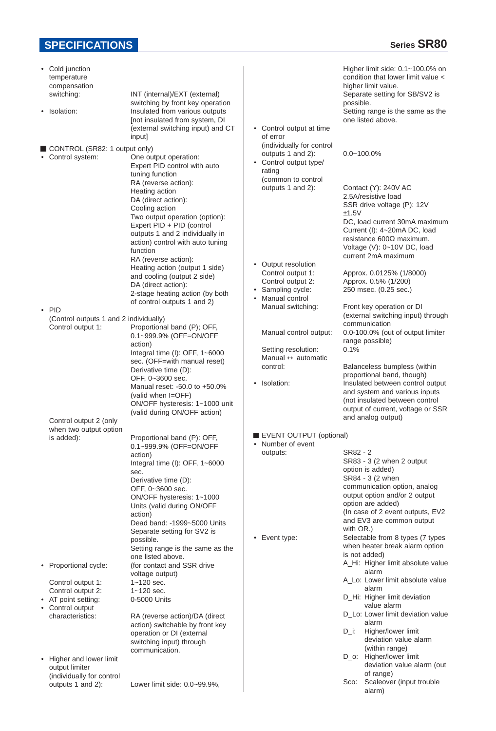## SPECIFICATIONS

- Cold junction temperature compensation switching: INT (internal)/EXT (external) switching by front key operation
- Isolation: Insulated from various outputs [not insulated from system, DI (external switching input) and CT input]

### CONTROL (SR82: 1 output only)

- Control system: One output operation:
  Expert PID control with auto tuning function
  RA (reverse action): Heating action
  DA (direct action): Cooling action
  Two output operation (option):
  Expert PID + PID (control outputs 1 and 2 individually in action) control with auto tuning function
  RA (reverse action): Heating action (output 1 side) and cooling (output 2 side)
  DA (direct action): 2-stage heating action (by both of control outputs 1 and 2)
- PID (Control outputs 1 and 2 individually)
  Control output 1: Proportional band (P); OFF, 0.1~999.9% (OFF=ON/OFF action)
  Integral time (I): OFF, 1~6000 sec. (OFF=with manual reset)
  Derivative time (D): OFF, 0~3600 sec.
  Manual reset: -50.0 to +50.0% (valid when I=OFF)
  ON/OFF hysteresis: 1~1000 unit (valid during ON/OFF action)

  Control output 2 (only when two output option is added): Proportional band (P): OFF, 0.1~999.9% (OFF=ON/OFF action)
  Integral time (I): OFF, 1~6000 sec.
  Derivative time (D): OFF, 0~3600 sec.
  ON/OFF hysteresis: 1~1000 Units (valid during ON/OFF action)
  Dead band: -1999~5000 Units
  Separate setting for SV2 is possible.
  Setting range is the same as the one listed above.
- Proportional cycle: (for contact and SSR drive voltage output)
  Control output 1: 1~120 sec.
  Control output 2: 1~120 sec.
- AT point setting: 0-5000 Units
- Control output characteristics: RA (reverse action)/DA (direct action) switchable by front key operation or DI (external switching input) through communication.
- Higher and lower limit output limiter (individually for control outputs 1 and 2): Lower limit side: 0.0~99.9%, Higher limit side: 0.1~100.0% on condition that lower limit value < higher limit value.
  Separate setting for SB/SV2 is possible.
  Setting range is the same as the one listed above.
- Control output at time of error (individually for control outputs 1 and 2): 0.0~100.0%
- Control output type/rating (common to control outputs 1 and 2): Contact (Y): 240V AC 2.5A/resistive load
  SSR drive voltage (P): 12V ±1.5V DC, load current 30mA maximum
  Current (I): 4~20mA DC, load resistance 600Ω maximum.
  Voltage (V): 0~10V DC, load current 2mA maximum
- Output resolution
  Control output 1: Approx. 0.0125% (1/8000)
  Control output 2: Approx. 0.5% (1/200)
- Sampling cycle: 250 msec. (0.25 sec.)
- Manual control
  Manual switching: Front key operation or DI (external switching input) through communication
  Manual control output: 0.0-100.0% (out of output limiter range possible)
  Setting resolution: 0.1%
  Manual ↔ automatic control: Balanceless bumpless (within proportional band, though)
- Isolation: Insulated between control output and system and various inputs (not insulated between control output of current, voltage or SSR and analog output)

### EVENT OUTPUT (optional)

- Number of event outputs: SR82 - 2
  SR83 - 3 (2 when 2 output option is added)
  SR84 - 3 (2 when communication option, analog output option and/or 2 output option are added)
  (In case of 2 event outputs, EV2 and EV3 are common output with OR.)
- Event type: Selectable from 8 types (7 types when heater break alarm option is not added)
  A_Hi: Higher limit absolute value alarm
  A_Lo: Lower limit absolute value alarm
  D_Hi: Higher limit deviation value alarm
  D_Lo: Lower limit deviation value alarm
  D_i: Higher/lower limit deviation value alarm (within range)
  D_o: Higher/lower limit deviation value alarm (out of range)
  Sco: Scaleover (input trouble alarm)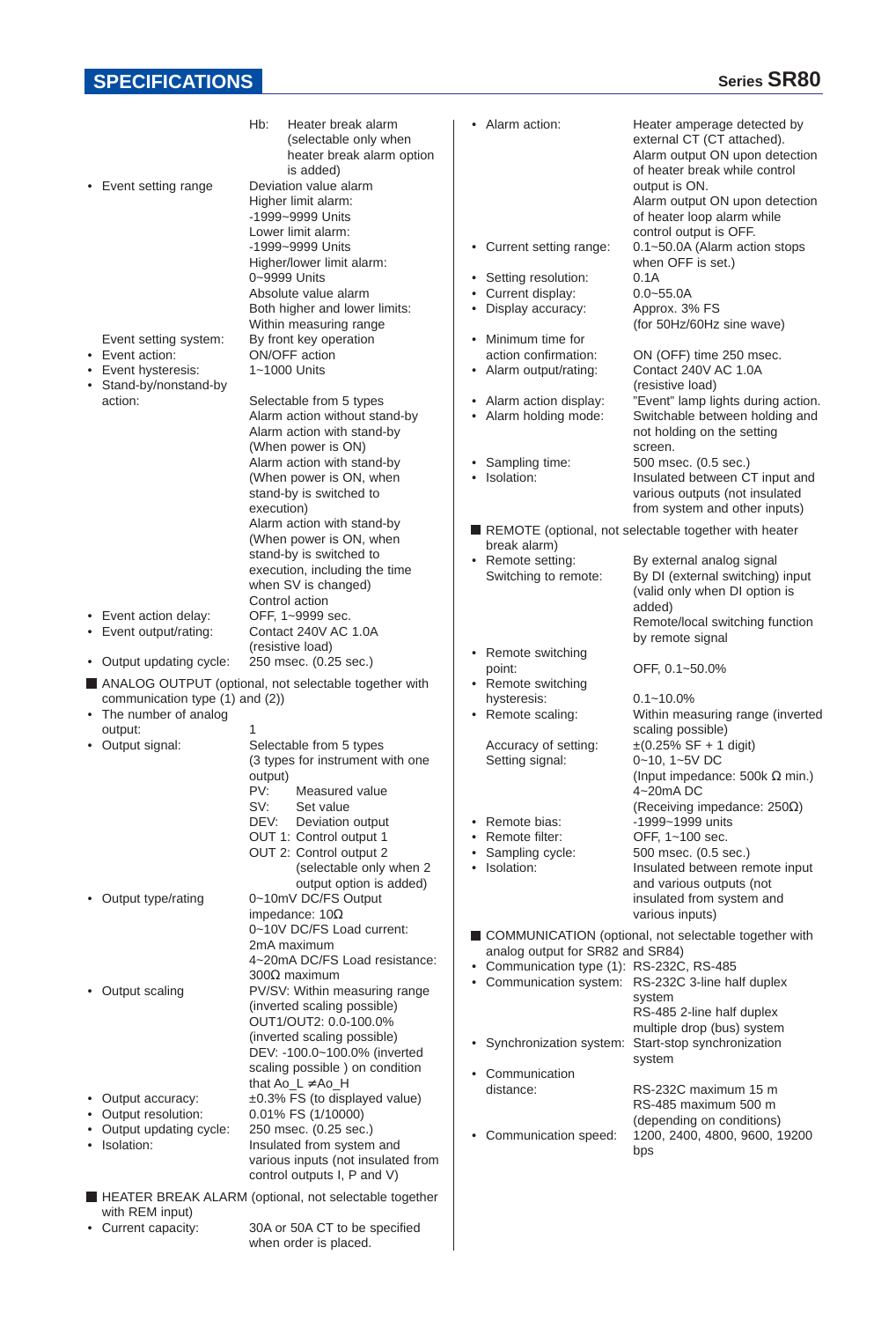## SPECIFICATIONS

Hb: Heater break alarm (selectable only when heater break alarm option is added)

- Event setting range: Deviation value alarm
  Higher limit alarm: -1999~9999 Units
  Lower limit alarm: -1999~9999 Units
  Higher/lower limit alarm: 0~9999 Units
  Absolute value alarm
  Both higher and lower limits: Within measuring range
- Event setting system: By front key operation
- Event action: ON/OFF action
- Event hysteresis: 1~1000 Units
- Stand-by/nonstand-by action: Selectable from 5 types
  Alarm action without stand-by
  Alarm action with stand-by (When power is ON)
  Alarm action with stand-by (When power is ON, when stand-by is switched to execution)
  Alarm action with stand-by (When power is ON, when stand-by is switched to execution, including the time when SV is changed)
  Control action
- Event action delay: OFF, 1~9999 sec.
- Event output/rating: Contact 240V AC 1.0A (resistive load)
- Output updating cycle: 250 msec. (0.25 sec.)

### ■ ANALOG OUTPUT (optional, not selectable together with communication type (1) and (2))

- The number of analog output: 1
- Output signal: Selectable from 5 types (3 types for instrument with one output)
  PV: Measured value
  SV: Set value
  DEV: Deviation output
  OUT 1: Control output 1
  OUT 2: Control output 2 (selectable only when 2 output option is added)
- Output type/rating: 0~10mV DC/FS Output impedance: 10Ω
  0~10V DC/FS Load current: 2mA maximum
  4~20mA DC/FS Load resistance: 300Ω maximum
- Output scaling: PV/SV: Within measuring range (inverted scaling possible)
  OUT1/OUT2: 0.0-100.0% (inverted scaling possible)
  DEV: -100.0~100.0% (inverted scaling possible ) on condition that Ao_L ≠ Ao_H
- Output accuracy: ±0.3% FS (to displayed value)
- Output resolution: 0.01% FS (1/10000)
- Output updating cycle: 250 msec. (0.25 sec.)
- Isolation: Insulated from system and various inputs (not insulated from control outputs I, P and V)

### ■ HEATER BREAK ALARM (optional, not selectable together with REM input)

- Current capacity: 30A or 50A CT to be specified when order is placed.
- Alarm action: Heater amperage detected by external CT (CT attached).
  Alarm output ON upon detection of heater break while control output is ON.
  Alarm output ON upon detection of heater loop alarm while control output is OFF.
- Current setting range: 0.1~50.0A (Alarm action stops when OFF is set.)
- Setting resolution: 0.1A
- Current display: 0.0~55.0A
- Display accuracy: Approx. 3% FS (for 50Hz/60Hz sine wave)
- Minimum time for action confirmation: ON (OFF) time 250 msec.
- Alarm output/rating: Contact 240V AC 1.0A (resistive load)
- Alarm action display: "Event" lamp lights during action.
- Alarm holding mode: Switchable between holding and not holding on the setting screen.
- Sampling time: 500 msec. (0.5 sec.)
- Isolation: Insulated between CT input and various outputs (not insulated from system and other inputs)

### ■ REMOTE (optional, not selectable together with heater break alarm)

- Remote setting: By external analog signal
  Switching to remote: By DI (external switching) input (valid only when DI option is added)
  Remote/local switching function by remote signal
- Remote switching point: OFF, 0.1~50.0%
- Remote switching hysteresis: 0.1~10.0%
- Remote scaling: Within measuring range (inverted scaling possible)
  Accuracy of setting: ±(0.25% SF + 1 digit)
  Setting signal: 0~10, 1~5V DC (Input impedance: 500k Ω min.)
  4~20mA DC (Receiving impedance: 250Ω)
- Remote bias: -1999~1999 units
- Remote filter: OFF, 1~100 sec.
- Sampling cycle: 500 msec. (0.5 sec.)
- Isolation: Insulated between remote input and various outputs (not insulated from system and various inputs)

### ■ COMMUNICATION (optional, not selectable together with analog output for SR82 and SR84)

- Communication type (1): RS-232C, RS-485
- Communication system: RS-232C 3-line half duplex system
  RS-485 2-line half duplex multiple drop (bus) system
- Synchronization system: Start-stop synchronization system
- Communication distance: RS-232C maximum 15 m
  RS-485 maximum 500 m (depending on conditions)
- Communication speed: 1200, 2400, 4800, 9600, 19200 bps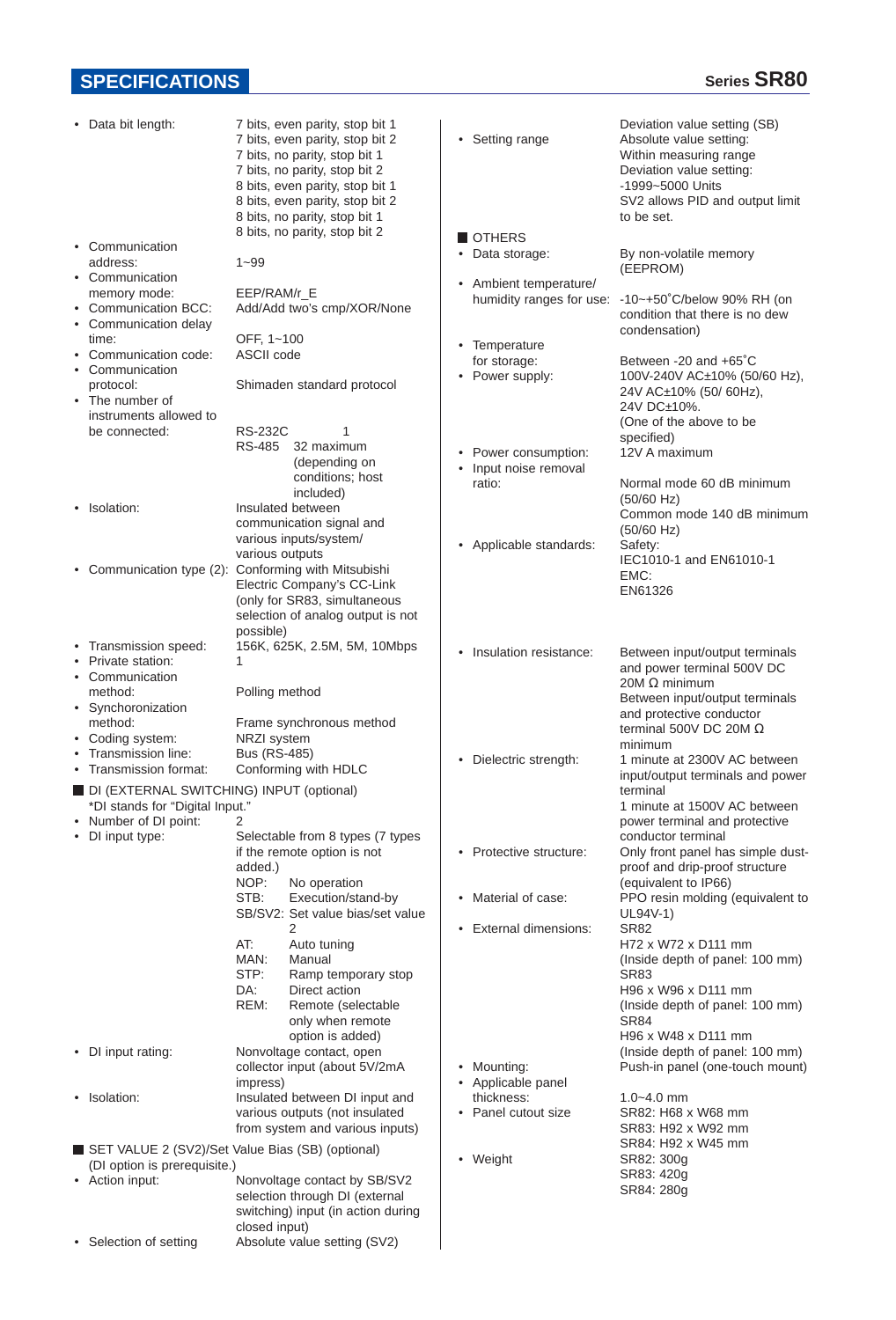## SPECIFICATIONS

Series **SR80**

- Data bit length: 7 bits, even parity, stop bit 1
  7 bits, even parity, stop bit 2
  7 bits, no parity, stop bit 1
  7 bits, no parity, stop bit 2
  8 bits, even parity, stop bit 1
  8 bits, even parity, stop bit 2
  8 bits, no parity, stop bit 1
  8 bits, no parity, stop bit 2
- Communication address: 1~99
- Communication memory mode: EEP/RAM/r_E
- Communication BCC: Add/Add two's cmp/XOR/None
- Communication delay time: OFF, 1~100
- Communication code: ASCII code
- Communication protocol: Shimaden standard protocol
- The number of instruments allowed to be connected: RS-232C 1
  RS-485 32 maximum (depending on conditions; host included)
- Isolation: Insulated between communication signal and various inputs/system/various outputs
- Communication type (2): Conforming with Mitsubishi Electric Company's CC-Link (only for SR83, simultaneous selection of analog output is not possible)
- Transmission speed: 156K, 625K, 2.5M, 5M, 10Mbps
- Private station: 1
- Communication method: Polling method
- Synchronization method: Frame synchronous method
- Coding system: NRZI system
- Transmission line: Bus (RS-485)
- Transmission format: Conforming with HDLC

### DI (EXTERNAL SWITCHING) INPUT (optional)

*DI stands for "Digital Input."

- Number of DI point: 2
- DI input type: Selectable from 8 types (7 types if the remote option is not added.)
  - NOP: No operation
  - STB: Execution/stand-by
  - SB/SV2: Set value bias/set value 2
  - AT: Auto tuning
  - MAN: Manual
  - STP: Ramp temporary stop
  - DA: Direct action
  - REM: Remote (selectable only when remote option is added)
- DI input rating: Nonvoltage contact, open collector input (about 5V/2mA impress)
- Isolation: Insulated between DI input and various outputs (not insulated from system and various inputs)

### SET VALUE 2 (SV2)/Set Value Bias (SB) (optional)

(DI option is prerequisite.)

- Action input: Nonvoltage contact by SB/SV2 selection through DI (external switching) input (in action during closed input)
- Selection of setting: Absolute value setting (SV2)
  Deviation value setting (SB)
- Setting range: Absolute value setting: Within measuring range
  Deviation value setting: -1999~5000 Units
  SV2 allows PID and output limit to be set.

### OTHERS

- Data storage: By non-volatile memory (EEPROM)
- Ambient temperature/humidity ranges for use: -10~+50˚C/below 90% RH (on condition that there is no dew condensation)
- Temperature for storage: Between -20 and +65˚C
- Power supply: 100V-240V AC±10% (50/60 Hz), 24V AC±10% (50/ 60Hz), 24V DC±10%. (One of the above to be specified)
- Power consumption: 12V A maximum
- Input noise removal ratio: Normal mode 60 dB minimum (50/60 Hz)
  Common mode 140 dB minimum (50/60 Hz)
- Applicable standards: Safety: IEC1010-1 and EN61010-1
  EMC: EN61326
- Insulation resistance: Between input/output terminals and power terminal 500V DC 20M Ω minimum
  Between input/output terminals and protective conductor terminal 500V DC 20M Ω minimum
- Dielectric strength: 1 minute at 2300V AC between input/output terminals and power terminal
  1 minute at 1500V AC between power terminal and protective conductor terminal
- Protective structure: Only front panel has simple dust-proof and drip-proof structure (equivalent to IP66)
- Material of case: PPO resin molding (equivalent to UL94V-1)
- External dimensions: SR82
  H72 x W72 x D111 mm
  (Inside depth of panel: 100 mm)
  SR83
  H96 x W96 x D111 mm
  (Inside depth of panel: 100 mm)
  SR84
  H96 x W48 x D111 mm
  (Inside depth of panel: 100 mm)
- Mounting: Push-in panel (one-touch mount)
- Applicable panel thickness: 1.0~4.0 mm
- Panel cutout size: SR82: H68 x W68 mm
  SR83: H92 x W92 mm
  SR84: H92 x W45 mm
- Weight: SR82: 300g
  SR83: 420g
  SR84: 280g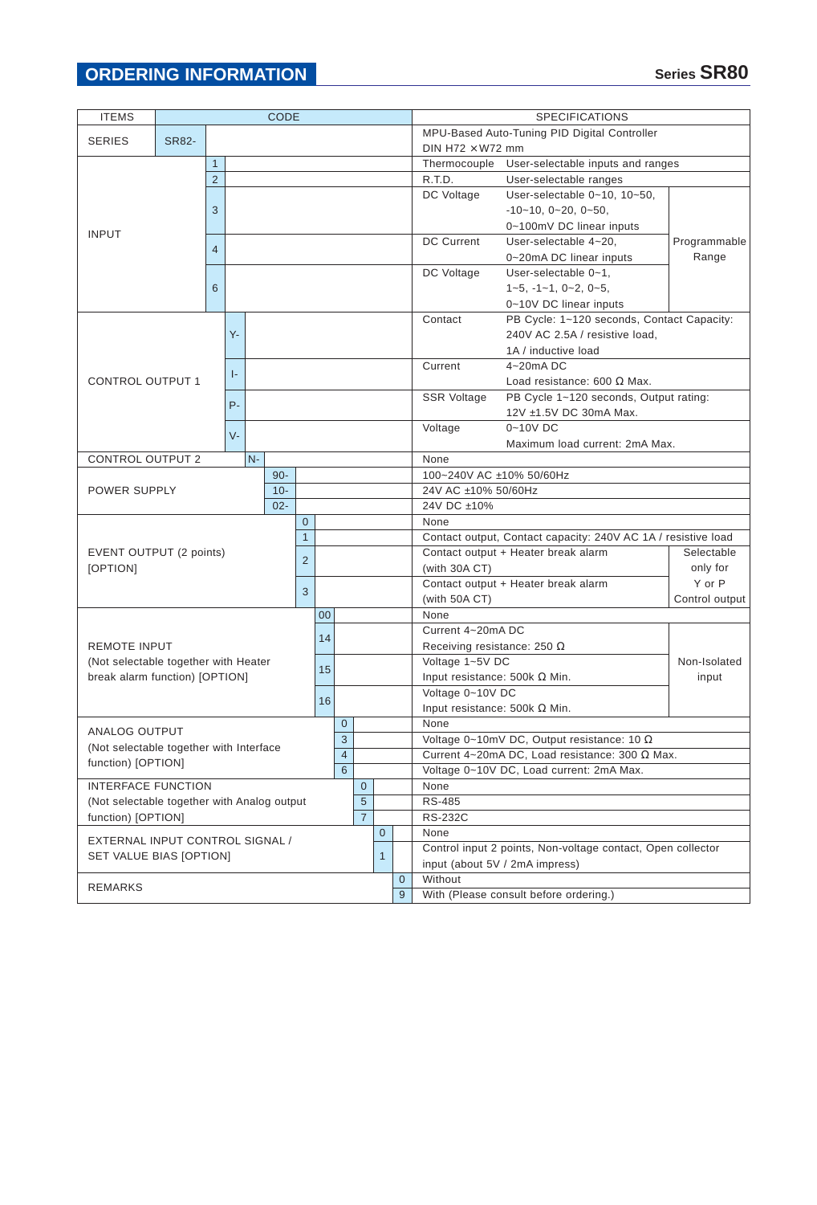## ORDERING INFORMATION

Series SR80

| ITEMS | CODE | | | | | | | | | | | SPECIFICATIONS | | |
|---|---|---|---|---|---|---|---|---|---|---|---|---|---|---|
| SERIES | SR82- | | | | | | | | | | | MPU-Based Auto-Tuning PID Digital Controller DIN H72 ×W72 mm | | |
| INPUT | | 1 | | | | | | | | | | Thermocouple | User-selectable inputs and ranges | |
| | | 2 | | | | | | | | | | R.T.D. | User-selectable ranges | |
| | | 3 | | | | | | | | | | DC Voltage | User-selectable 0~10, 10~50, -10~10, 0~20, 0~50, 0~100mV DC linear inputs | Programmable Range |
| | | 4 | | | | | | | | | | DC Current | User-selectable 4~20, 0~20mA DC linear inputs | |
| | | 6 | | | | | | | | | | DC Voltage | User-selectable 0~1, 1~5, -1~1, 0~2, 0~5, 0~10V DC linear inputs | |
| CONTROL OUTPUT 1 | | | Y- | | | | | | | | | Contact | PB Cycle: 1~120 seconds, Contact Capacity: 240V AC 2.5A / resistive load, 1A / inductive load | |
| | | | I- | | | | | | | | | Current | 4~20mA DC Load resistance: 600 Ω Max. | |
| | | | P- | | | | | | | | | SSR Voltage | PB Cycle 1~120 seconds, Output rating: 12V ±1.5V DC 30mA Max. | |
| | | | V- | | | | | | | | | Voltage | 0~10V DC Maximum load current: 2mA Max. | |
| CONTROL OUTPUT 2 | | | | N- | | | | | | | | None | | |
| POWER SUPPLY | | | | | 90- | | | | | | | 100~240V AC ±10% 50/60Hz | | |
| | | | | | 10- | | | | | | | 24V AC ±10% 50/60Hz | | |
| | | | | | 02- | | | | | | | 24V DC ±10% | | |
| EVENT OUTPUT (2 points) [OPTION] | | | | | | 0 | | | | | | None | | |
| | | | | | | 1 | | | | | | Contact output, Contact capacity: 240V AC 1A / resistive load | | |
| | | | | | | 2 | | | | | | Contact output + Heater break alarm (with 30A CT) | | Selectable only for Y or P Control output |
| | | | | | | 3 | | | | | | Contact output + Heater break alarm (with 50A CT) | | |
| REMOTE INPUT (Not selectable together with Heater break alarm function) [OPTION] | | | | | | | 00 | | | | | None | | |
| | | | | | | | 14 | | | | | Current 4~20mA DC Receiving resistance: 250 Ω | | Non-Isolated input |
| | | | | | | | 15 | | | | | Voltage 1~5V DC Input resistance: 500k Ω Min. | | |
| | | | | | | | 16 | | | | | Voltage 0~10V DC Input resistance: 500k Ω Min. | | |
| ANALOG OUTPUT (Not selectable together with Interface function) [OPTION] | | | | | | | | 0 | | | | None | | |
| | | | | | | | | 3 | | | | Voltage 0~10mV DC, Output resistance: 10 Ω | | |
| | | | | | | | | 4 | | | | Current 4~20mA DC, Load resistance: 300 Ω Max. | | |
| | | | | | | | | 6 | | | | Voltage 0~10V DC, Load current: 2mA Max. | | |
| INTERFACE FUNCTION (Not selectable together with Analog output function) [OPTION] | | | | | | | | | 0 | | | None | | |
| | | | | | | | | | 5 | | | RS-485 | | |
| | | | | | | | | | 7 | | | RS-232C | | |
| EXTERNAL INPUT CONTROL SIGNAL / SET VALUE BIAS [OPTION] | | | | | | | | | | 0 | | None | | |
| | | | | | | | | | | 1 | | Control input 2 points, Non-voltage contact, Open collector input (about 5V / 2mA impress) | | |
| REMARKS | | | | | | | | | | | 0 | Without | | |
| | | | | | | | | | | | 9 | With (Please consult before ordering.) | | |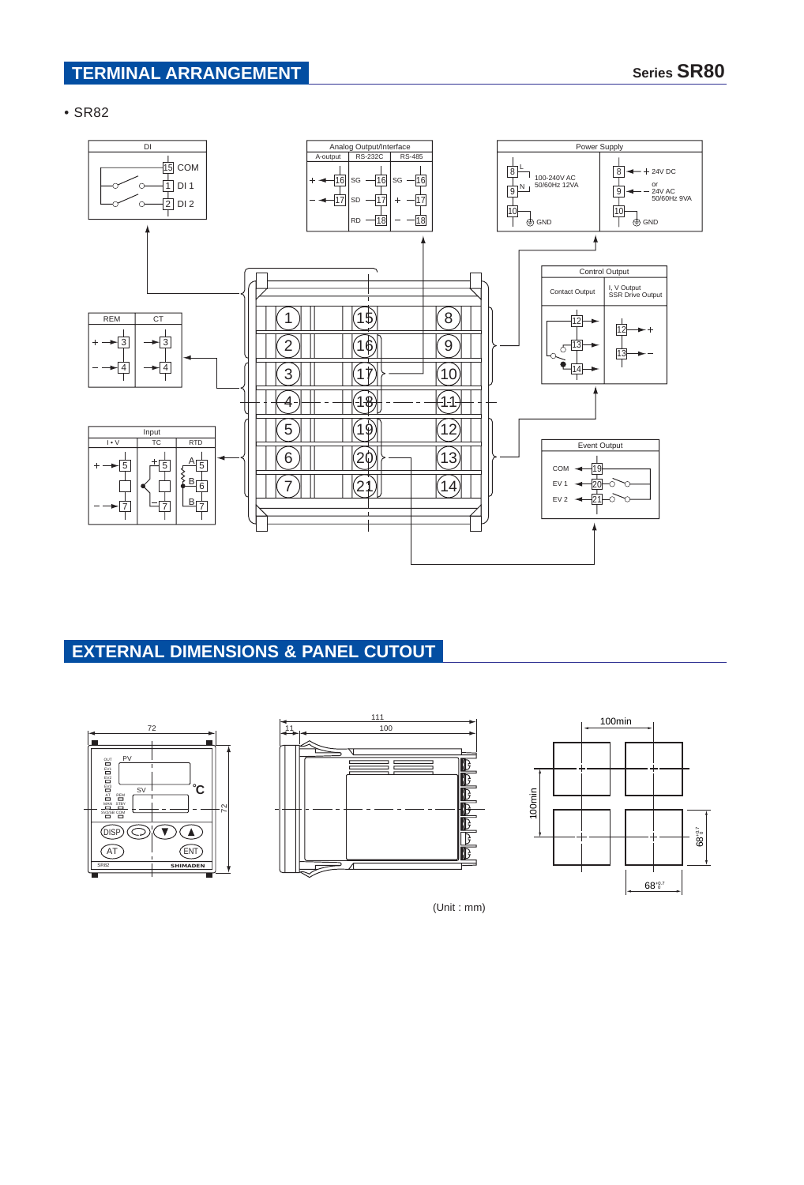## TERMINAL ARRANGEMENT

**Series SR80**

• SR82

DI
- 15 COM
- 1 DI 1
- 2 DI 2

Analog Output/Interface

| A-output | RS-232C | RS-485 |
|---|---|---|
| + 16 | SG 16 | SG 16 |
| − 17 | SD 17 | + 17 |
| | RD 18 | − 18 |

Power Supply

| | |
|---|---|
| 8 L, 9 N: 100-240V AC 50/60Hz 12VA; 10 GND | 8 +, 9 −: 24V DC or 24V AC 50/60Hz 9VA; 10 GND |

REM
- + 3
- − 4

CT
- 3
- 4

Control Output

| Contact Output | I, V Output SSR Drive Output |
|---|---|
| 12, 13, 14 | 12 +, 13 − |

Input

| I • V | TC | RTD |
|---|---|---|
| + 5 | + 5 | A 5 |
| | | B 6 |
| − 7 | − 7 | B 7 |

Event Output
- COM 19
- EV 1 20
- EV 2 21

Terminals: 1–7, 15–21, 8–14

## EXTERNAL DIMENSIONS & PANEL CUTOUT

Front: 72 × 72 (PV, SV, °C, DISP, ENT, AT, SR82, SHIMADEN)

Side: 111, 100, 11

Panel cutout: $68^{+0.7}_{0}$ × $68^{+0.7}_{0}$, 100min spacing

(Unit : mm)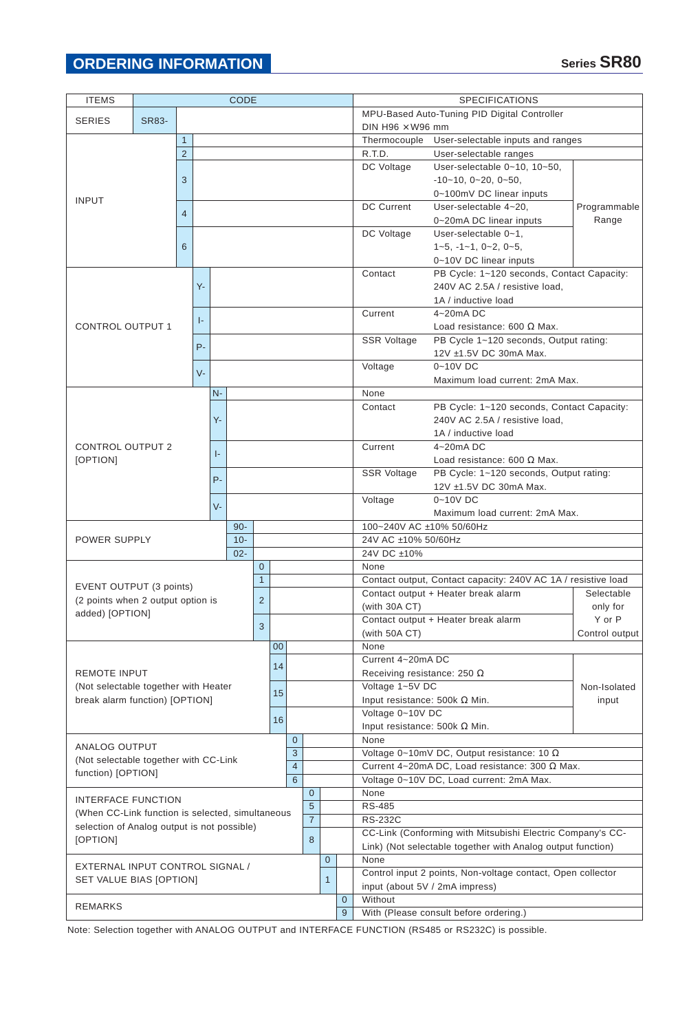## ORDERING INFORMATION

Series **SR80**

| ITEMS | CODE | | | | | | | | | | | SPECIFICATIONS | | |
|---|---|---|---|---|---|---|---|---|---|---|---|---|---|---|
| SERIES | SR83- | | | | | | | | | | | MPU-Based Auto-Tuning PID Digital Controller DIN H96 ×W96 mm | | |
| INPUT | | 1 | | | | | | | | | | Thermocouple | User-selectable inputs and ranges | |
| | | 2 | | | | | | | | | | R.T.D. | User-selectable ranges | |
| | | 3 | | | | | | | | | | DC Voltage | User-selectable 0~10, 10~50, -10~10, 0~20, 0~50, 0~100mV DC linear inputs | Programmable Range |
| | | 4 | | | | | | | | | | DC Current | User-selectable 4~20, 0~20mA DC linear inputs | |
| | | 6 | | | | | | | | | | DC Voltage | User-selectable 0~1, 1~5, -1~1, 0~2, 0~5, 0~10V DC linear inputs | |
| CONTROL OUTPUT 1 | | | Y- | | | | | | | | | Contact | PB Cycle: 1~120 seconds, Contact Capacity: 240V AC 2.5A / resistive load, 1A / inductive load | |
| | | | I- | | | | | | | | | Current | 4~20mA DC Load resistance: 600 Ω Max. | |
| | | | P- | | | | | | | | | SSR Voltage | PB Cycle 1~120 seconds, Output rating: 12V ±1.5V DC 30mA Max. | |
| | | | V- | | | | | | | | | Voltage | 0~10V DC Maximum load current: 2mA Max. | |
| CONTROL OUTPUT 2 [OPTION] | | | | N- | | | | | | | | None | | |
| | | | | Y- | | | | | | | | Contact | PB Cycle: 1~120 seconds, Contact Capacity: 240V AC 2.5A / resistive load, 1A / inductive load | |
| | | | | I- | | | | | | | | Current | 4~20mA DC Load resistance: 600 Ω Max. | |
| | | | | P- | | | | | | | | SSR Voltage | PB Cycle: 1~120 seconds, Output rating: 12V ±1.5V DC 30mA Max. | |
| | | | | V- | | | | | | | | Voltage | 0~10V DC Maximum load current: 2mA Max. | |
| POWER SUPPLY | | | | | 90- | | | | | | | 100~240V AC ±10% 50/60Hz | | |
| | | | | | 10- | | | | | | | 24V AC ±10% 50/60Hz | | |
| | | | | | 02- | | | | | | | 24V DC ±10% | | |
| EVENT OUTPUT (3 points) (2 points when 2 output option is added) [OPTION] | | | | | | 0 | | | | | | None | | |
| | | | | | | 1 | | | | | | Contact output, Contact capacity: 240V AC 1A / resistive load | | |
| | | | | | | 2 | | | | | | Contact output + Heater break alarm (with 30A CT) | | Selectable only for Y or P Control output |
| | | | | | | 3 | | | | | | Contact output + Heater break alarm (with 50A CT) | | |
| REMOTE INPUT (Not selectable together with Heater break alarm function) [OPTION] | | | | | | | 00 | | | | | None | | |
| | | | | | | | 14 | | | | | Current 4~20mA DC Receiving resistance: 250 Ω | | Non-Isolated input |
| | | | | | | | 15 | | | | | Voltage 1~5V DC Input resistance: 500k Ω Min. | | |
| | | | | | | | 16 | | | | | Voltage 0~10V DC Input resistance: 500k Ω Min. | | |
| ANALOG OUTPUT (Not selectable together with CC-Link function) [OPTION] | | | | | | | | 0 | | | | None | | |
| | | | | | | | | 3 | | | | Voltage 0~10mV DC, Output resistance: 10 Ω | | |
| | | | | | | | | 4 | | | | Current 4~20mA DC, Load resistance: 300 Ω Max. | | |
| | | | | | | | | 6 | | | | Voltage 0~10V DC, Load current: 2mA Max. | | |
| INTERFACE FUNCTION (When CC-Link function is selected, simultaneous selection of Analog output is not possible) [OPTION] | | | | | | | | | 0 | | | None | | |
| | | | | | | | | | 5 | | | RS-485 | | |
| | | | | | | | | | 7 | | | RS-232C | | |
| | | | | | | | | | 8 | | | CC-Link (Conforming with Mitsubishi Electric Company's CC-Link) (Not selectable together with Analog output function) | | |
| EXTERNAL INPUT CONTROL SIGNAL / SET VALUE BIAS [OPTION] | | | | | | | | | | 0 | | None | | |
| | | | | | | | | | | 1 | | Control input 2 points, Non-voltage contact, Open collector input (about 5V / 2mA impress) | | |
| REMARKS | | | | | | | | | | | 0 | Without | | |
| | | | | | | | | | | | 9 | With (Please consult before ordering.) | | |

Note: Selection together with ANALOG OUTPUT and INTERFACE FUNCTION (RS485 or RS232C) is possible.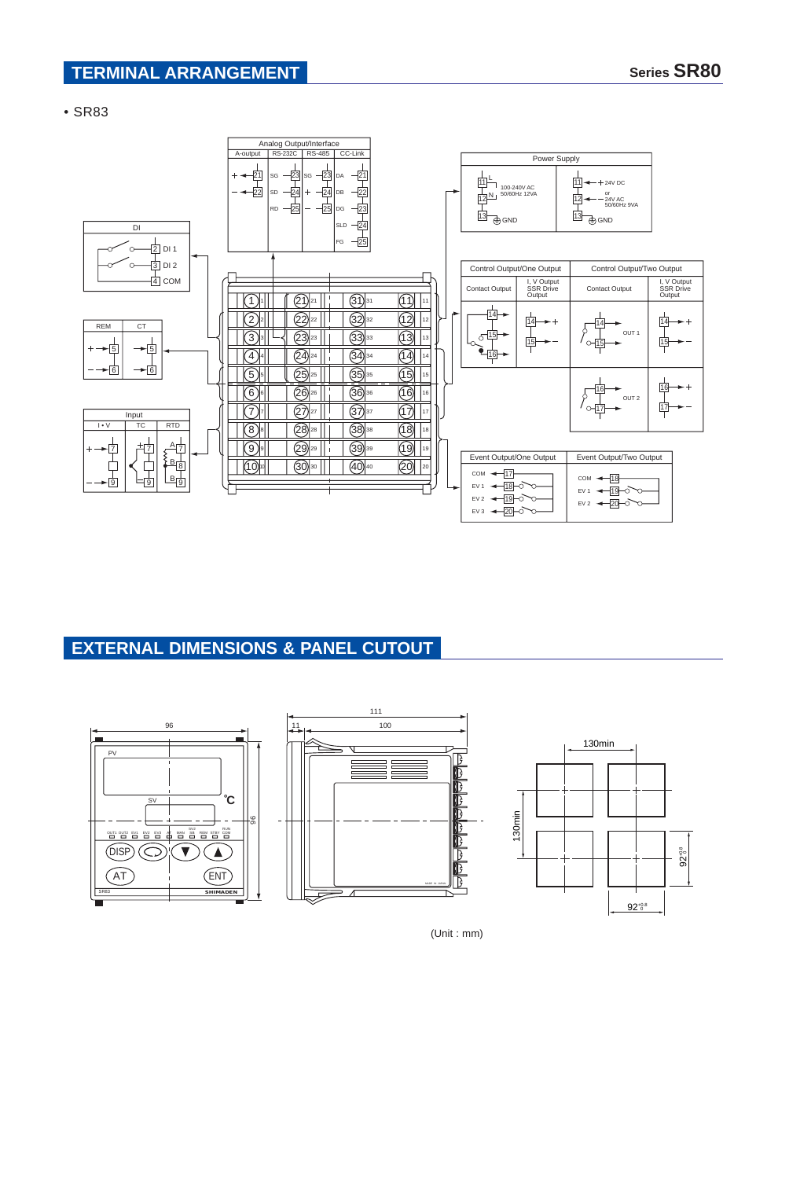## TERMINAL ARRANGEMENT

**Series SR80**

• SR83

Analog Output/Interface

| A-output | RS-232C | RS-485 | CC-Link |
| --- | --- | --- | --- |
| + 21 | SG 23 | SG 23 | DA 21 |
| − 22 | SD 24 | + 24 | DB 22 |
| | RD 25 | − 25 | DG 23 |
| | | | SLD 24 |
| | | | FG 25 |

DI

2 DI 1
3 DI 2
4 COM

| REM | CT |
| --- | --- |
| + 5 | 5 |
| − 6 | 6 |

Input

| I • V | TC | RTD |
| --- | --- | --- |
| + 7 | + 7 | A 7 |
| | | B 8 |
| − 9 | − 9 | B 9 |

Power Supply

| 100-240V AC 50/60Hz 12VA | 24V DC or 24V AC 50/60Hz 9VA |
| --- | --- |
| 11 L | 11 + |
| 12 N | 12 − |
| 13 GND | 13 GND |

| Control Output/One Output | | Control Output/Two Output | |
| --- | --- | --- | --- |
| Contact Output | I, V Output SSR Drive Output | Contact Output | I, V Output SSR Drive Output |
| 14, 15, 16 | 14 +, 15 − | OUT 1: 14, 15 | 14 +, 15 − |
| | | OUT 2: 16, 17 | 16 +, 17 − |

| Event Output/One Output | Event Output/Two Output |
| --- | --- |
| COM 17 | COM 18 |
| EV 1 18 | EV 1 19 |
| EV 2 19 | EV 2 20 |
| EV 3 20 | |

## EXTERNAL DIMENSIONS & PANEL CUTOUT

96, 96, 111, 100, 11, 130min, 130min, $92^{+0.8}_{0}$, $92^{+0.8}_{0}$

PV, SV, ℃, OUT1, OUT2, EV1, EV2, EV3, AT, MAN, SV2 SB, REM, STBY, RUN COM, DISP, AT, ENT, SR83, SHIMADEN

(Unit : mm)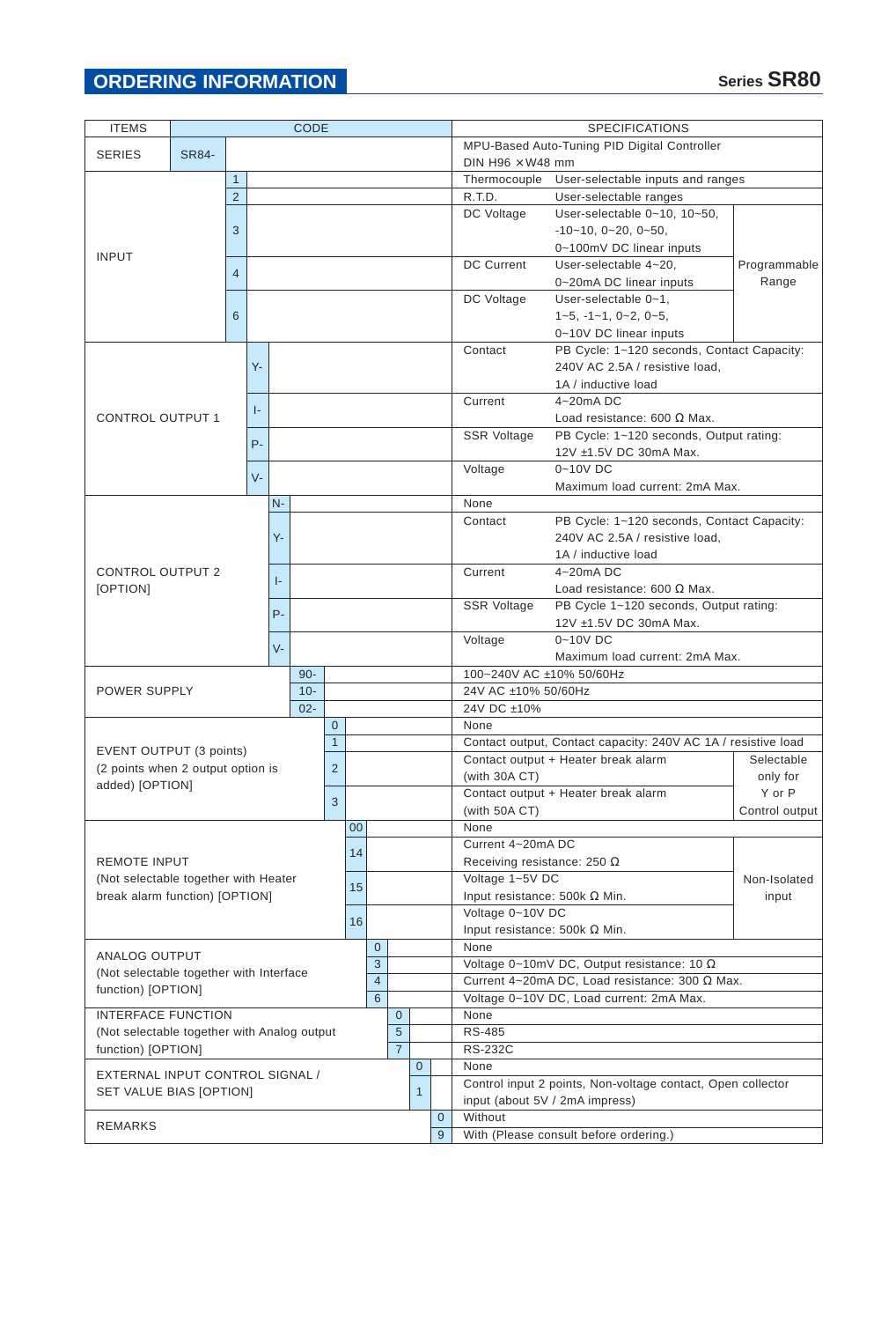## ORDERING INFORMATION

Series **SR80**

| ITEMS | CODE | | | | | | | | | | | SPECIFICATIONS | | |
|---|---|---|---|---|---|---|---|---|---|---|---|---|---|---|
| SERIES | SR84- | | | | | | | | | | | MPU-Based Auto-Tuning PID Digital Controller DIN H96 × W48 mm | | |
| INPUT | | 1 | | | | | | | | | | Thermocouple | User-selectable inputs and ranges | |
| | | 2 | | | | | | | | | | R.T.D. | User-selectable ranges | |
| | | 3 | | | | | | | | | | DC Voltage | User-selectable 0~10, 10~50, -10~10, 0~20, 0~50, 0~100mV DC linear inputs | Programmable Range |
| | | 4 | | | | | | | | | | DC Current | User-selectable 4~20, 0~20mA DC linear inputs | |
| | | 6 | | | | | | | | | | DC Voltage | User-selectable 0~1, 1~5, -1~1, 0~2, 0~5, 0~10V DC linear inputs | |
| CONTROL OUTPUT 1 | | | Y- | | | | | | | | | Contact | PB Cycle: 1~120 seconds, Contact Capacity: 240V AC 2.5A / resistive load, 1A / inductive load | |
| | | | I- | | | | | | | | | Current | 4~20mA DC Load resistance: 600 Ω Max. | |
| | | | P- | | | | | | | | | SSR Voltage | PB Cycle: 1~120 seconds, Output rating: 12V ±1.5V DC 30mA Max. | |
| | | | V- | | | | | | | | | Voltage | 0~10V DC Maximum load current: 2mA Max. | |
| CONTROL OUTPUT 2 [OPTION] | | | | N- | | | | | | | | None | | |
| | | | | Y- | | | | | | | | Contact | PB Cycle: 1~120 seconds, Contact Capacity: 240V AC 2.5A / resistive load, 1A / inductive load | |
| | | | | I- | | | | | | | | Current | 4~20mA DC Load resistance: 600 Ω Max. | |
| | | | | P- | | | | | | | | SSR Voltage | PB Cycle 1~120 seconds, Output rating: 12V ±1.5V DC 30mA Max. | |
| | | | | V- | | | | | | | | Voltage | 0~10V DC Maximum load current: 2mA Max. | |
| POWER SUPPLY | | | | | 90- | | | | | | | 100~240V AC ±10% 50/60Hz | | |
| | | | | | 10- | | | | | | | 24V AC ±10% 50/60Hz | | |
| | | | | | 02- | | | | | | | 24V DC ±10% | | |
| EVENT OUTPUT (3 points) (2 points when 2 output option is added) [OPTION] | | | | | | 0 | | | | | | None | | |
| | | | | | | 1 | | | | | | Contact output, Contact capacity: 240V AC 1A / resistive load | | |
| | | | | | | 2 | | | | | | Contact output + Heater break alarm (with 30A CT) | | Selectable only for Y or P Control output |
| | | | | | | 3 | | | | | | Contact output + Heater break alarm (with 50A CT) | | |
| REMOTE INPUT (Not selectable together with Heater break alarm function) [OPTION] | | | | | | | 00 | | | | | None | | |
| | | | | | | | 14 | | | | | Current 4~20mA DC Receiving resistance: 250 Ω | | Non-Isolated input |
| | | | | | | | 15 | | | | | Voltage 1~5V DC Input resistance: 500k Ω Min. | | |
| | | | | | | | 16 | | | | | Voltage 0~10V DC Input resistance: 500k Ω Min. | | |
| ANALOG OUTPUT (Not selectable together with Interface function) [OPTION] | | | | | | | | 0 | | | | None | | |
| | | | | | | | | 3 | | | | Voltage 0~10mV DC, Output resistance: 10 Ω | | |
| | | | | | | | | 4 | | | | Current 4~20mA DC, Load resistance: 300 Ω Max. | | |
| | | | | | | | | 6 | | | | Voltage 0~10V DC, Load current: 2mA Max. | | |
| INTERFACE FUNCTION (Not selectable together with Analog output function) [OPTION] | | | | | | | | | 0 | | | None | | |
| | | | | | | | | | 5 | | | RS-485 | | |
| | | | | | | | | | 7 | | | RS-232C | | |
| EXTERNAL INPUT CONTROL SIGNAL / SET VALUE BIAS [OPTION] | | | | | | | | | | 0 | | None | | |
| | | | | | | | | | | 1 | | Control input 2 points, Non-voltage contact, Open collector input (about 5V / 2mA impress) | | |
| REMARKS | | | | | | | | | | | 0 | Without | | |
| | | | | | | | | | | | 9 | With (Please consult before ordering.) | | |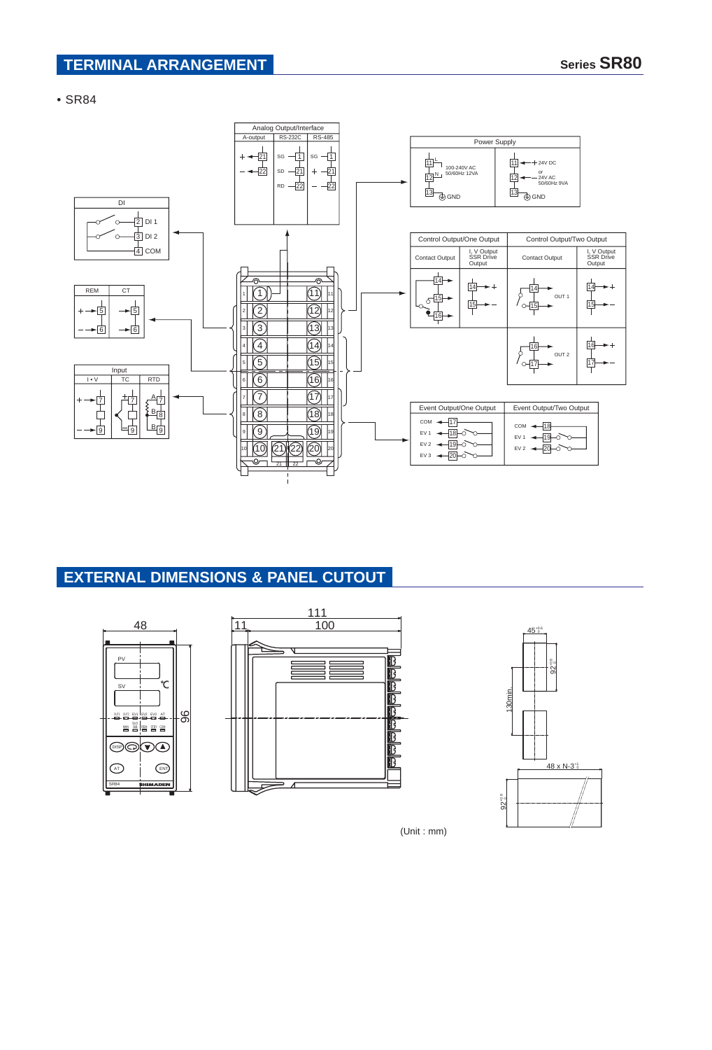## TERMINAL ARRANGEMENT

Series SR80

• SR84

Analog Output/Interface

| A-output | RS-232C | RS-485 |
|---|---|---|
| + 21 | SG 1 | SG 1 |
| − 22 | SD 21 | + 21 |
| | RD 22 | − 22 |

Power Supply

| | |
|---|---|
| 11 L, 12 N: 100-240V AC 50/60Hz 12VA, 13 GND | 11 +, 12: 24V DC or 24V AC 50/60Hz 9VA, 13 GND |

DI

- 2 DI 1
- 3 DI 2
- 4 COM

| REM | CT |
|---|---|
| + 5, − 6 | 5, 6 |

Input

| I • V | TC | RTD |
|---|---|---|
| + 7, − 9 | + 7, − 9 | A 7, B 8, B 9 |

| Control Output/One Output | | Control Output/Two Output | |
|---|---|---|---|
| Contact Output | I, V Output SSR Drive Output | Contact Output | I, V Output SSR Drive Output |
| 14, 15, 16 | 14 +, 15 − | OUT 1: 14, 15 | 14 +, 15 − |
| | | OUT 2: 16, 17 | 16 +, 17 − |

| Event Output/One Output | Event Output/Two Output |
|---|---|
| COM 17 | COM 18 |
| EV 1 18 | EV 1 19 |
| EV 2 19 | EV 2 20 |
| EV 3 20 | |

## EXTERNAL DIMENSIONS & PANEL CUTOUT

Front: 48 × 96 (PV, SV, ℃, OUT1, OUT2, EV1, EV2, EV3, AT, MAN, SV2, COM, STBY, DISP, AT, ENT, SR84, SHIMADEN)

Side: 111 (11 + 100)

Panel cutout: $45^{+0.6}_{0}$, $92^{+0.8}_{0}$, 130min, 48 x N-3$^{+0}_{-0}$, $92^{+0.8}_{0}$

(Unit : mm)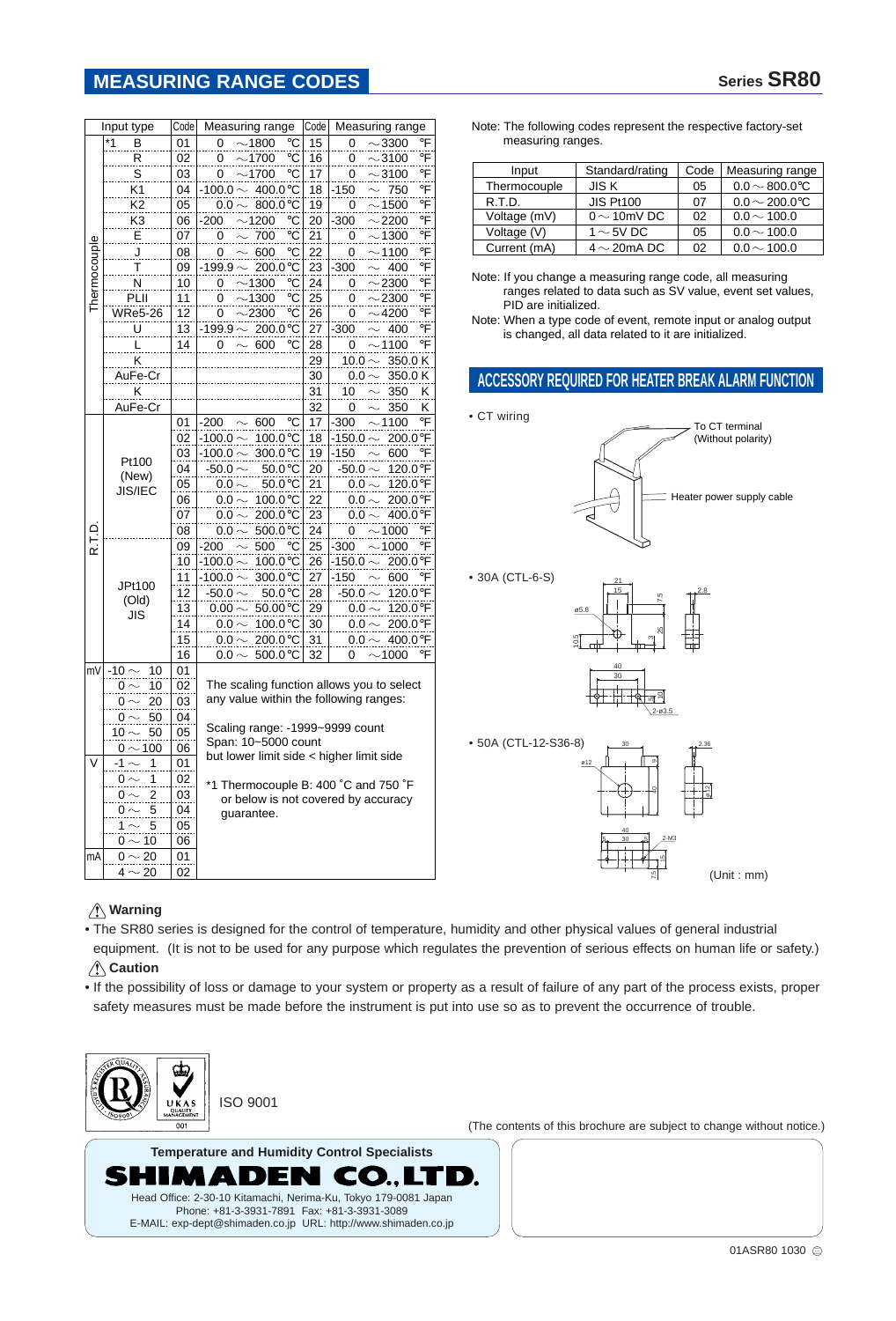## MEASURING RANGE CODES

| Input type | | Code | Measuring range | Code | Measuring range |
|---|---|---|---|---|---|
| Thermocouple | *1 B | 01 | 0 ～1800 ℃ | 15 | 0 ～3300 ℉ |
| | R | 02 | 0 ～1700 ℃ | 16 | 0 ～3100 ℉ |
| | S | 03 | 0 ～1700 ℃ | 17 | 0 ～3100 ℉ |
| | K1 | 04 | -100.0 ～ 400.0 ℃ | 18 | -150 ～ 750 ℉ |
| | K2 | 05 | 0.0 ～ 800.0 ℃ | 19 | 0 ～1500 ℉ |
| | K3 | 06 | -200 ～1200 ℃ | 20 | -300 ～2200 ℉ |
| | E | 07 | 0 ～ 700 ℃ | 21 | 0 ～1300 ℉ |
| | J | 08 | 0 ～ 600 ℃ | 22 | 0 ～1100 ℉ |
| | T | 09 | -199.9 ～ 200.0 ℃ | 23 | -300 ～ 400 ℉ |
| | N | 10 | 0 ～1300 ℃ | 24 | 0 ～2300 ℉ |
| | PLII | 11 | 0 ～1300 ℃ | 25 | 0 ～2300 ℉ |
| | WRe5-26 | 12 | 0 ～2300 ℃ | 26 | 0 ～4200 ℉ |
| | U | 13 | -199.9 ～ 200.0 ℃ | 27 | -300 ～ 400 ℉ |
| | L | 14 | 0 ～ 600 ℃ | 28 | 0 ～1100 ℉ |
| | K | | | 29 | 10.0 ～ 350.0 K |
| | AuFe-Cr | | | 30 | 0.0 ～ 350.0 K |
| | K | | | 31 | 10 ～ 350 K |
| | AuFe-Cr | | | 32 | 0 ～ 350 K |
| R.T.D. | Pt100 (New) JIS/IEC | 01 | -200 ～ 600 ℃ | 17 | -300 ～1100 ℉ |
| | | 02 | -100.0 ～ 100.0 ℃ | 18 | -150.0 ～ 200.0 ℉ |
| | | 03 | -100.0 ～ 300.0 ℃ | 19 | -150 ～ 600 ℉ |
| | | 04 | -50.0 ～ 50.0 ℃ | 20 | -50.0 ～ 120.0 ℉ |
| | | 05 | 0.0 ～ 50.0 ℃ | 21 | 0.0 ～ 120.0 ℉ |
| | | 06 | 0.0 ～ 100.0 ℃ | 22 | 0.0 ～ 200.0 ℉ |
| | | 07 | 0.0 ～ 200.0 ℃ | 23 | 0.0 ～ 400.0 ℉ |
| | | 08 | 0.0 ～ 500.0 ℃ | 24 | 0 ～1000 ℉ |
| | JPt100 (Old) JIS | 09 | -200 ～ 500 ℃ | 25 | -300 ～1000 ℉ |
| | | 10 | -100.0 ～ 100.0 ℃ | 26 | -150.0 ～ 200.0 ℉ |
| | | 11 | -100.0 ～ 300.0 ℃ | 27 | -150 ～ 600 ℉ |
| | | 12 | -50.0 ～ 50.0 ℃ | 28 | -50.0 ～ 120.0 ℉ |
| | | 13 | 0.00 ～ 50.00 ℃ | 29 | 0.0 ～ 120.0 ℉ |
| | | 14 | 0.0 ～ 100.0 ℃ | 30 | 0.0 ～ 200.0 ℉ |
| | | 15 | 0.0 ～ 200.0 ℃ | 31 | 0.0 ～ 400.0 ℉ |
| | | 16 | 0.0 ～ 500.0 ℃ | 32 | 0 ～1000 ℉ |
| mV | -10 ～ 10 | 01 | | | |
| | 0 ～ 10 | 02 | | | |
| | 0 ～ 20 | 03 | | | |
| | 0 ～ 50 | 04 | | | |
| | 10 ～ 50 | 05 | | | |
| | 0 ～100 | 06 | | | |
| V | -1 ～ 1 | 01 | | | |
| | 0 ～ 1 | 02 | | | |
| | 0 ～ 2 | 03 | | | |
| | 0 ～ 5 | 04 | | | |
| | 1 ～ 5 | 05 | | | |
| | 0 ～ 10 | 06 | | | |
| mA | 0 ～ 20 | 01 | | | |
| | 4 ～ 20 | 02 | | | |

The scaling function allows you to select any value within the following ranges:

Scaling range: -1999~9999 count
Span: 10~5000 count
but lower limit side < higher limit side

*1 Thermocouple B: 400 ˚C and 750 ˚F or below is not covered by accuracy guarantee.

Note: The following codes represent the respective factory-set measuring ranges.

| Input | Standard/rating | Code | Measuring range |
|---|---|---|---|
| Thermocouple | JIS K | 05 | 0.0 ～ 800.0℃ |
| R.T.D. | JIS Pt100 | 07 | 0.0 ～ 200.0℃ |
| Voltage (mV) | 0 ～ 10mV DC | 02 | 0.0 ～ 100.0 |
| Voltage (V) | 1 ～ 5V DC | 05 | 0.0 ～ 100.0 |
| Current (mA) | 4 ～ 20mA DC | 02 | 0.0 ～ 100.0 |

Note: If you change a measuring range code, all measuring ranges related to data such as SV value, event set values, PID are initialized.

Note: When a type code of event, remote input or analog output is changed, all data related to it are initialized.

## ACCESSORY REQUIRED FOR HEATER BREAK ALARM FUNCTION

• CT wiring

To CT terminal (Without polarity)

Heater power supply cable

• 30A (CTL-6-S)

21
15
ø5.8
7.5
10.5
3
25
2.8
40
30
5
10
2-ø3.5

• 50A (CTL-12-S36-8)

30
ø12
9
40
2.36
ø12
40
30
2-M3
5
7.5
15

(Unit : mm)

### ⚠ Warning

• The SR80 series is designed for the control of temperature, humidity and other physical values of general industrial equipment. (It is not to be used for any purpose which regulates the prevention of serious effects on human life or safety.)

### ⚠ Caution

• If the possibility of loss or damage to your system or property as a result of failure of any part of the process exists, proper safety measures must be made before the instrument is put into use so as to prevent the occurrence of trouble.

ISO 9001

(The contents of this brochure are subject to change without notice.)

**Temperature and Humidity Control Specialists**

**SHIMADEN CO., LTD.**

Head Office: 2-30-10 Kitamachi, Nerima-Ku, Tokyo 179-0081 Japan
Phone: +81-3-3931-7891 Fax: +81-3-3931-3089
E-MAIL: exp-dept@shimaden.co.jp URL: http://www.shimaden.co.jp

01ASR80 1030